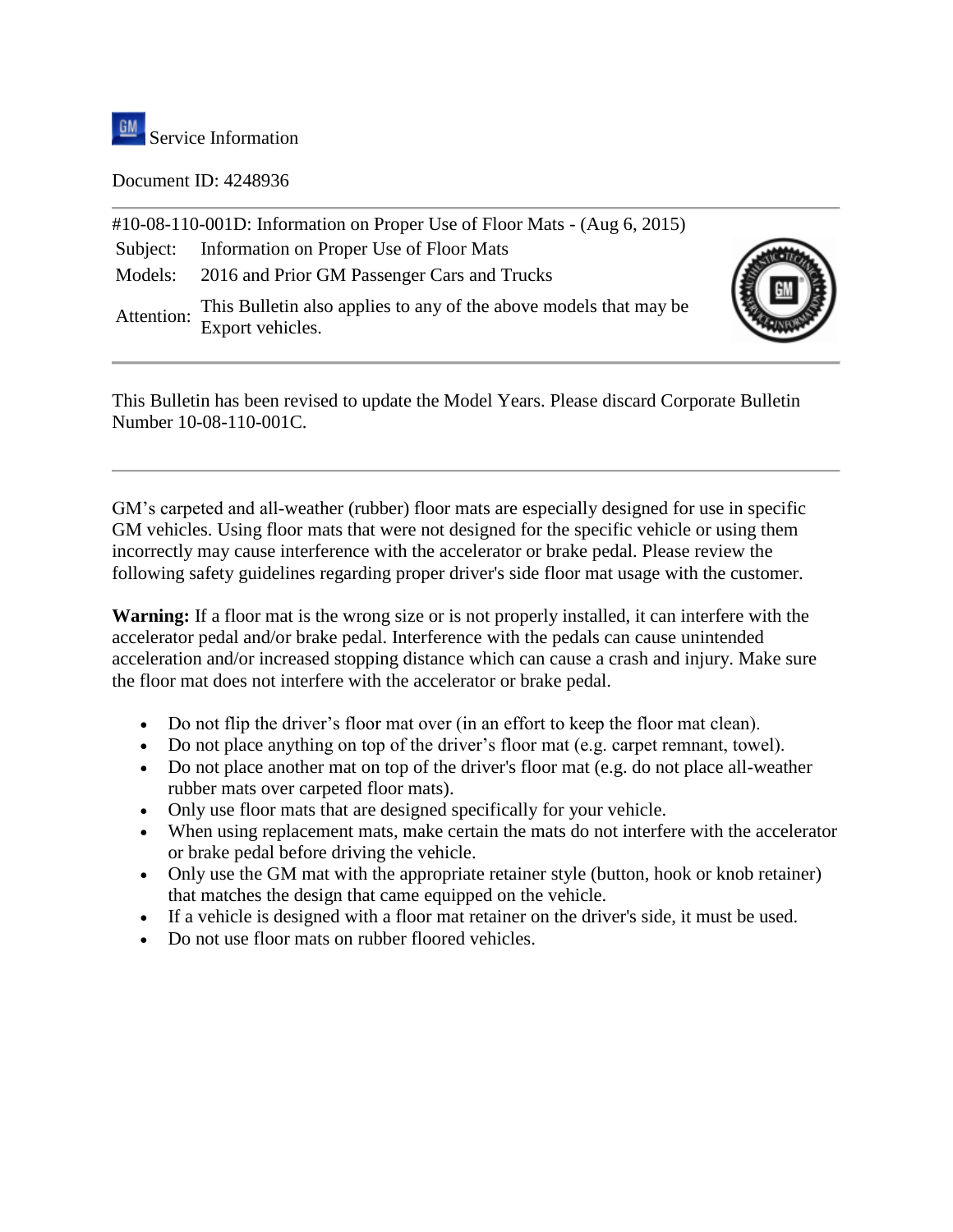Service Information

Document ID: 4248936

#10-08-110-001D: Information on Proper Use of Floor Mats - (Aug 6, 2015)

| | |
|---|---|
| Subject: | Information on Proper Use of Floor Mats |
| Models: | 2016 and Prior GM Passenger Cars and Trucks |
| Attention: | This Bulletin also applies to any of the above models that may be Export vehicles. |

---

This Bulletin has been revised to update the Model Years. Please discard Corporate Bulletin Number 10-08-110-001C.

---

GM's carpeted and all-weather (rubber) floor mats are especially designed for use in specific GM vehicles. Using floor mats that were not designed for the specific vehicle or using them incorrectly may cause interference with the accelerator or brake pedal. Please review the following safety guidelines regarding proper driver's side floor mat usage with the customer.

**Warning:** If a floor mat is the wrong size or is not properly installed, it can interfere with the accelerator pedal and/or brake pedal. Interference with the pedals can cause unintended acceleration and/or increased stopping distance which can cause a crash and injury. Make sure the floor mat does not interfere with the accelerator or brake pedal.

- Do not flip the driver's floor mat over (in an effort to keep the floor mat clean).
- Do not place anything on top of the driver's floor mat (e.g. carpet remnant, towel).
- Do not place another mat on top of the driver's floor mat (e.g. do not place all-weather rubber mats over carpeted floor mats).
- Only use floor mats that are designed specifically for your vehicle.
- When using replacement mats, make certain the mats do not interfere with the accelerator or brake pedal before driving the vehicle.
- Only use the GM mat with the appropriate retainer style (button, hook or knob retainer) that matches the design that came equipped on the vehicle.
- If a vehicle is designed with a floor mat retainer on the driver's side, it must be used.
- Do not use floor mats on rubber floored vehicles.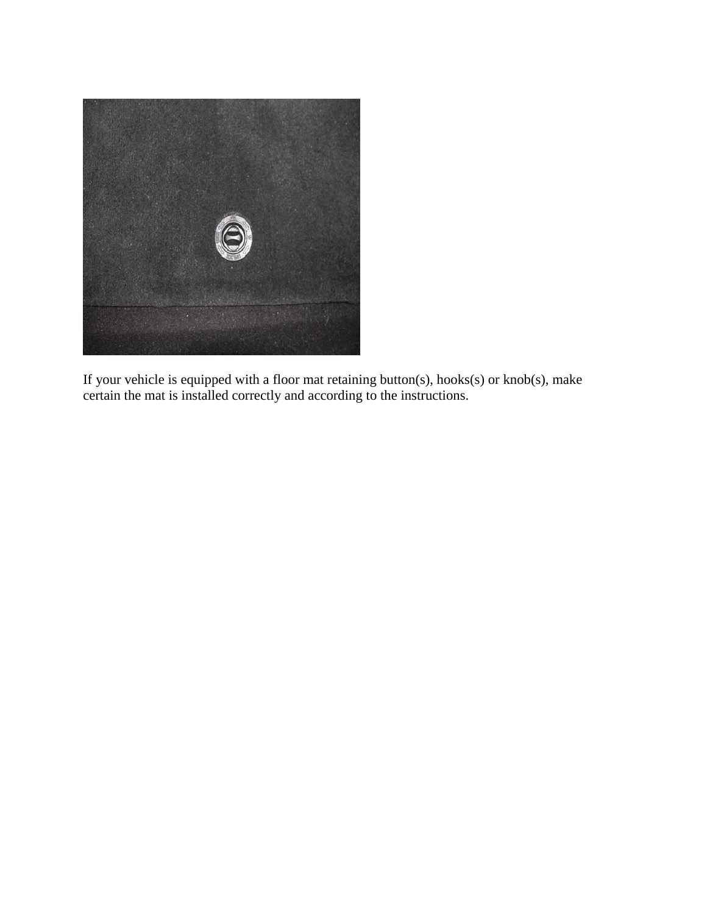If your vehicle is equipped with a floor mat retaining button(s), hooks(s) or knob(s), make certain the mat is installed correctly and according to the instructions.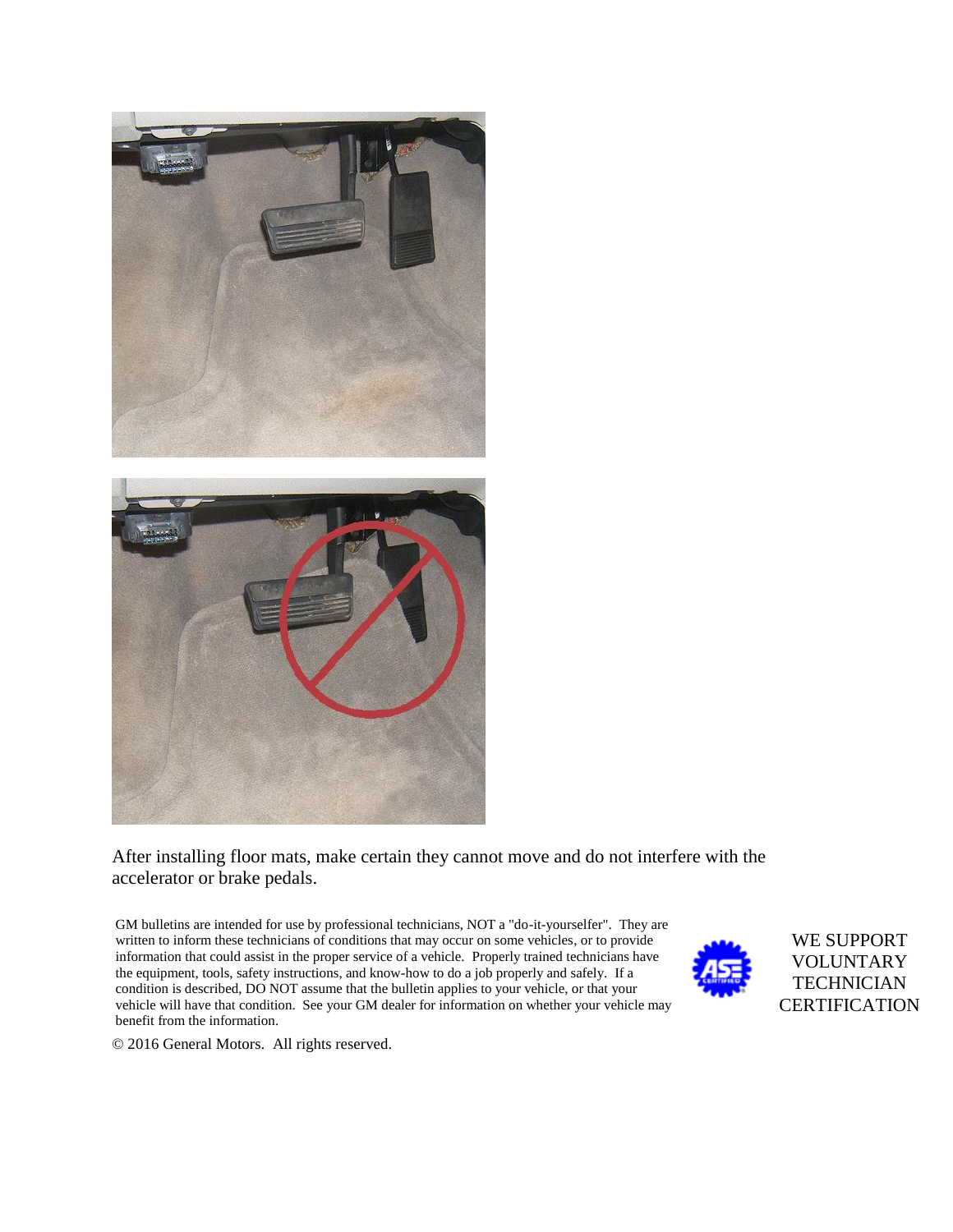After installing floor mats, make certain they cannot move and do not interfere with the accelerator or brake pedals.

GM bulletins are intended for use by professional technicians, NOT a "do-it-yourselfer". They are written to inform these technicians of conditions that may occur on some vehicles, or to provide information that could assist in the proper service of a vehicle. Properly trained technicians have the equipment, tools, safety instructions, and know-how to do a job properly and safely. If a condition is described, DO NOT assume that the bulletin applies to your vehicle, or that your vehicle will have that condition. See your GM dealer for information on whether your vehicle may benefit from the information.

WE SUPPORT VOLUNTARY TECHNICIAN CERTIFICATION

© 2016 General Motors. All rights reserved.